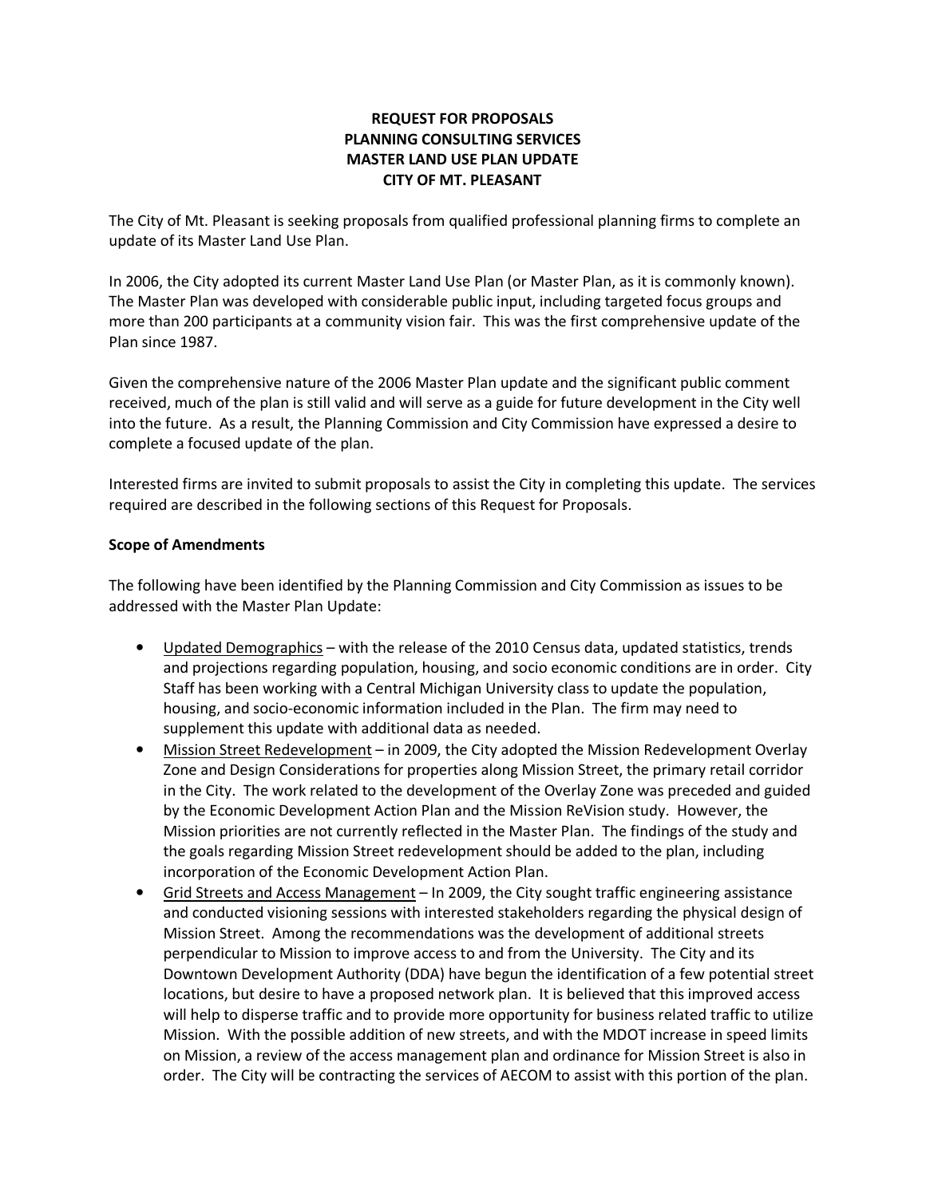# REQUEST FOR PROPOSALS
# PLANNING CONSULTING SERVICES
# MASTER LAND USE PLAN UPDATE
# CITY OF MT. PLEASANT

The City of Mt. Pleasant is seeking proposals from qualified professional planning firms to complete an update of its Master Land Use Plan.

In 2006, the City adopted its current Master Land Use Plan (or Master Plan, as it is commonly known). The Master Plan was developed with considerable public input, including targeted focus groups and more than 200 participants at a community vision fair. This was the first comprehensive update of the Plan since 1987.

Given the comprehensive nature of the 2006 Master Plan update and the significant public comment received, much of the plan is still valid and will serve as a guide for future development in the City well into the future. As a result, the Planning Commission and City Commission have expressed a desire to complete a focused update of the plan.

Interested firms are invited to submit proposals to assist the City in completing this update. The services required are described in the following sections of this Request for Proposals.

**Scope of Amendments**

The following have been identified by the Planning Commission and City Commission as issues to be addressed with the Master Plan Update:

- <u>Updated Demographics</u> – with the release of the 2010 Census data, updated statistics, trends and projections regarding population, housing, and socio economic conditions are in order. City Staff has been working with a Central Michigan University class to update the population, housing, and socio-economic information included in the Plan. The firm may need to supplement this update with additional data as needed.
- <u>Mission Street Redevelopment</u> – in 2009, the City adopted the Mission Redevelopment Overlay Zone and Design Considerations for properties along Mission Street, the primary retail corridor in the City. The work related to the development of the Overlay Zone was preceded and guided by the Economic Development Action Plan and the Mission ReVision study. However, the Mission priorities are not currently reflected in the Master Plan. The findings of the study and the goals regarding Mission Street redevelopment should be added to the plan, including incorporation of the Economic Development Action Plan.
- <u>Grid Streets and Access Management</u> – In 2009, the City sought traffic engineering assistance and conducted visioning sessions with interested stakeholders regarding the physical design of Mission Street. Among the recommendations was the development of additional streets perpendicular to Mission to improve access to and from the University. The City and its Downtown Development Authority (DDA) have begun the identification of a few potential street locations, but desire to have a proposed network plan. It is believed that this improved access will help to disperse traffic and to provide more opportunity for business related traffic to utilize Mission. With the possible addition of new streets, and with the MDOT increase in speed limits on Mission, a review of the access management plan and ordinance for Mission Street is also in order. The City will be contracting the services of AECOM to assist with this portion of the plan.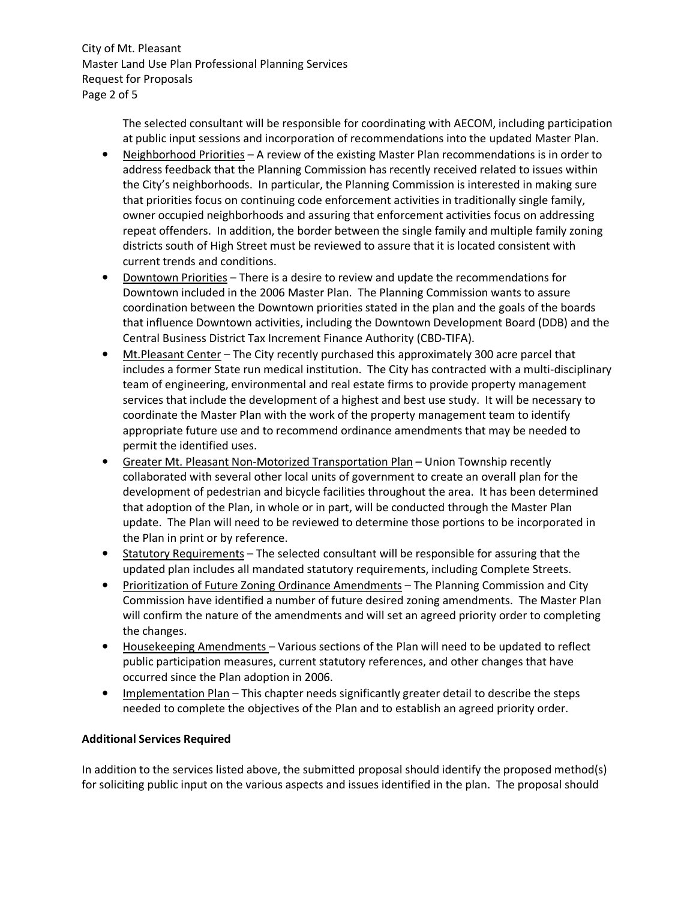The selected consultant will be responsible for coordinating with AECOM, including participation at public input sessions and incorporation of recommendations into the updated Master Plan.

- Neighborhood Priorities – A review of the existing Master Plan recommendations is in order to address feedback that the Planning Commission has recently received related to issues within the City's neighborhoods. In particular, the Planning Commission is interested in making sure that priorities focus on continuing code enforcement activities in traditionally single family, owner occupied neighborhoods and assuring that enforcement activities focus on addressing repeat offenders. In addition, the border between the single family and multiple family zoning districts south of High Street must be reviewed to assure that it is located consistent with current trends and conditions.
- Downtown Priorities – There is a desire to review and update the recommendations for Downtown included in the 2006 Master Plan. The Planning Commission wants to assure coordination between the Downtown priorities stated in the plan and the goals of the boards that influence Downtown activities, including the Downtown Development Board (DDB) and the Central Business District Tax Increment Finance Authority (CBD-TIFA).
- Mt.Pleasant Center – The City recently purchased this approximately 300 acre parcel that includes a former State run medical institution. The City has contracted with a multi-disciplinary team of engineering, environmental and real estate firms to provide property management services that include the development of a highest and best use study. It will be necessary to coordinate the Master Plan with the work of the property management team to identify appropriate future use and to recommend ordinance amendments that may be needed to permit the identified uses.
- Greater Mt. Pleasant Non-Motorized Transportation Plan – Union Township recently collaborated with several other local units of government to create an overall plan for the development of pedestrian and bicycle facilities throughout the area. It has been determined that adoption of the Plan, in whole or in part, will be conducted through the Master Plan update. The Plan will need to be reviewed to determine those portions to be incorporated in the Plan in print or by reference.
- Statutory Requirements – The selected consultant will be responsible for assuring that the updated plan includes all mandated statutory requirements, including Complete Streets.
- Prioritization of Future Zoning Ordinance Amendments – The Planning Commission and City Commission have identified a number of future desired zoning amendments. The Master Plan will confirm the nature of the amendments and will set an agreed priority order to completing the changes.
- Housekeeping Amendments – Various sections of the Plan will need to be updated to reflect public participation measures, current statutory references, and other changes that have occurred since the Plan adoption in 2006.
- Implementation Plan – This chapter needs significantly greater detail to describe the steps needed to complete the objectives of the Plan and to establish an agreed priority order.

**Additional Services Required**

In addition to the services listed above, the submitted proposal should identify the proposed method(s) for soliciting public input on the various aspects and issues identified in the plan. The proposal should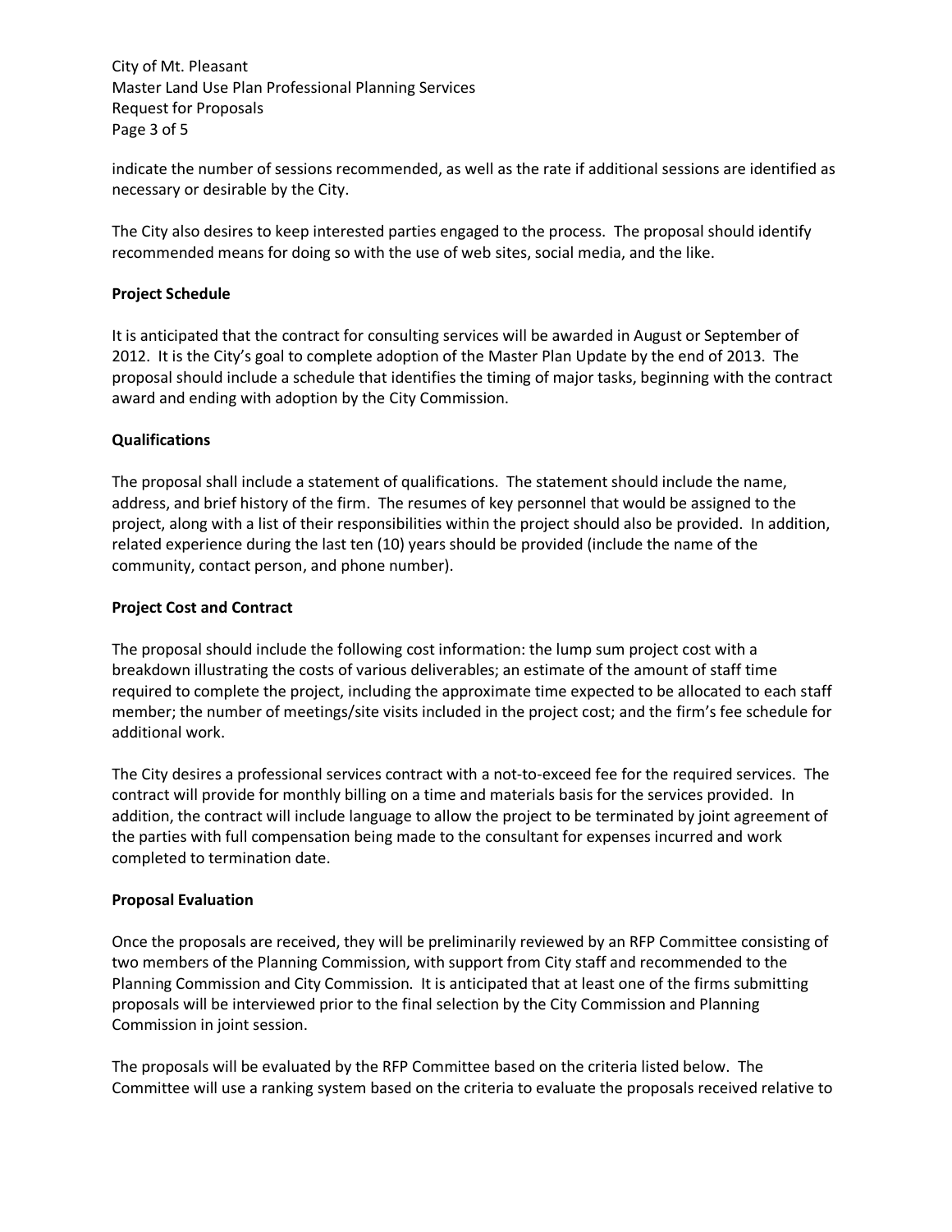indicate the number of sessions recommended, as well as the rate if additional sessions are identified as necessary or desirable by the City.

The City also desires to keep interested parties engaged to the process. The proposal should identify recommended means for doing so with the use of web sites, social media, and the like.

**Project Schedule**

It is anticipated that the contract for consulting services will be awarded in August or September of 2012. It is the City's goal to complete adoption of the Master Plan Update by the end of 2013. The proposal should include a schedule that identifies the timing of major tasks, beginning with the contract award and ending with adoption by the City Commission.

**Qualifications**

The proposal shall include a statement of qualifications. The statement should include the name, address, and brief history of the firm. The resumes of key personnel that would be assigned to the project, along with a list of their responsibilities within the project should also be provided. In addition, related experience during the last ten (10) years should be provided (include the name of the community, contact person, and phone number).

**Project Cost and Contract**

The proposal should include the following cost information: the lump sum project cost with a breakdown illustrating the costs of various deliverables; an estimate of the amount of staff time required to complete the project, including the approximate time expected to be allocated to each staff member; the number of meetings/site visits included in the project cost; and the firm's fee schedule for additional work.

The City desires a professional services contract with a not-to-exceed fee for the required services. The contract will provide for monthly billing on a time and materials basis for the services provided. In addition, the contract will include language to allow the project to be terminated by joint agreement of the parties with full compensation being made to the consultant for expenses incurred and work completed to termination date.

**Proposal Evaluation**

Once the proposals are received, they will be preliminarily reviewed by an RFP Committee consisting of two members of the Planning Commission, with support from City staff and recommended to the Planning Commission and City Commission. It is anticipated that at least one of the firms submitting proposals will be interviewed prior to the final selection by the City Commission and Planning Commission in joint session.

The proposals will be evaluated by the RFP Committee based on the criteria listed below. The Committee will use a ranking system based on the criteria to evaluate the proposals received relative to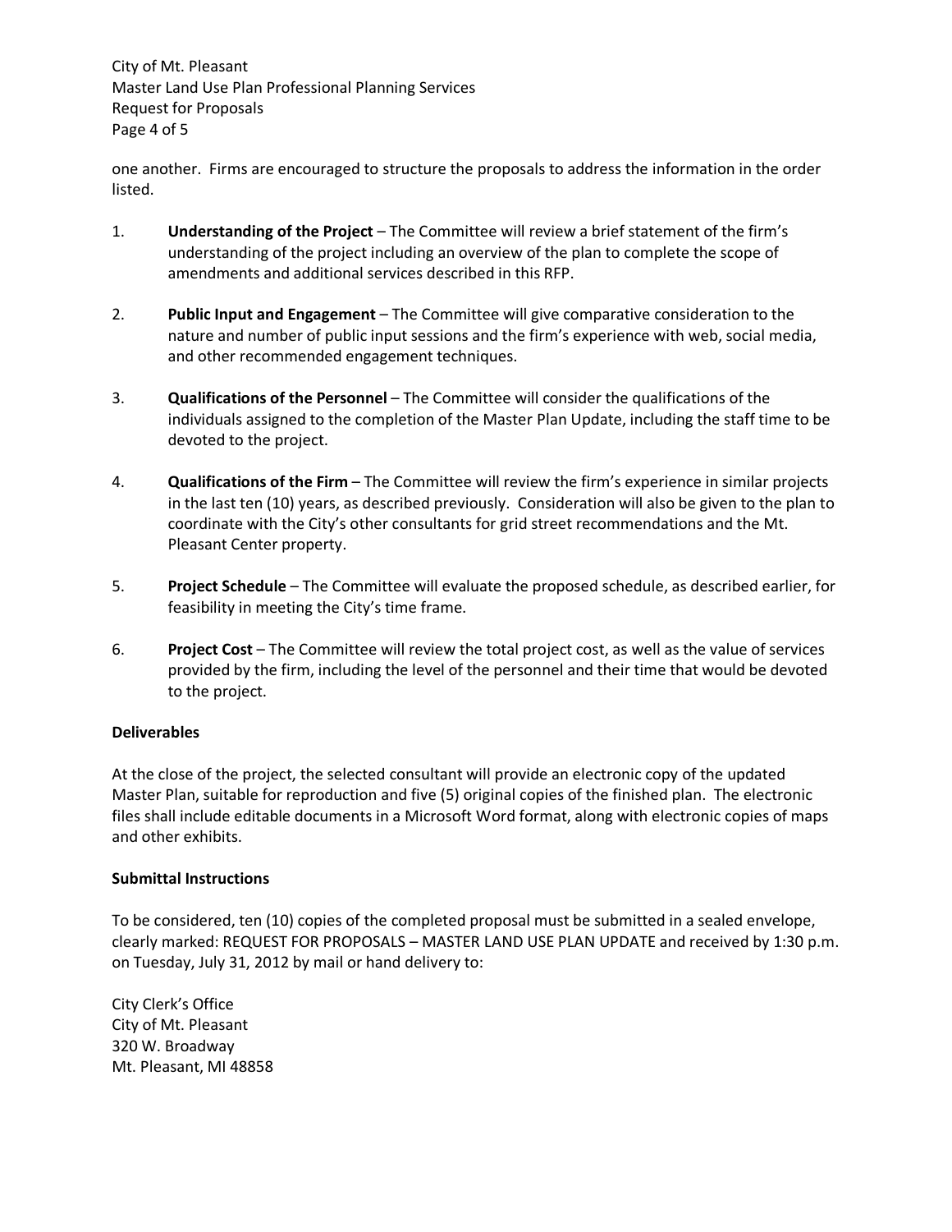one another. Firms are encouraged to structure the proposals to address the information in the order listed.

1. **Understanding of the Project** – The Committee will review a brief statement of the firm's understanding of the project including an overview of the plan to complete the scope of amendments and additional services described in this RFP.

2. **Public Input and Engagement** – The Committee will give comparative consideration to the nature and number of public input sessions and the firm's experience with web, social media, and other recommended engagement techniques.

3. **Qualifications of the Personnel** – The Committee will consider the qualifications of the individuals assigned to the completion of the Master Plan Update, including the staff time to be devoted to the project.

4. **Qualifications of the Firm** – The Committee will review the firm's experience in similar projects in the last ten (10) years, as described previously. Consideration will also be given to the plan to coordinate with the City's other consultants for grid street recommendations and the Mt. Pleasant Center property.

5. **Project Schedule** – The Committee will evaluate the proposed schedule, as described earlier, for feasibility in meeting the City's time frame.

6. **Project Cost** – The Committee will review the total project cost, as well as the value of services provided by the firm, including the level of the personnel and their time that would be devoted to the project.

**Deliverables**

At the close of the project, the selected consultant will provide an electronic copy of the updated Master Plan, suitable for reproduction and five (5) original copies of the finished plan. The electronic files shall include editable documents in a Microsoft Word format, along with electronic copies of maps and other exhibits.

**Submittal Instructions**

To be considered, ten (10) copies of the completed proposal must be submitted in a sealed envelope, clearly marked: REQUEST FOR PROPOSALS – MASTER LAND USE PLAN UPDATE and received by 1:30 p.m. on Tuesday, July 31, 2012 by mail or hand delivery to:

City Clerk's Office
City of Mt. Pleasant
320 W. Broadway
Mt. Pleasant, MI 48858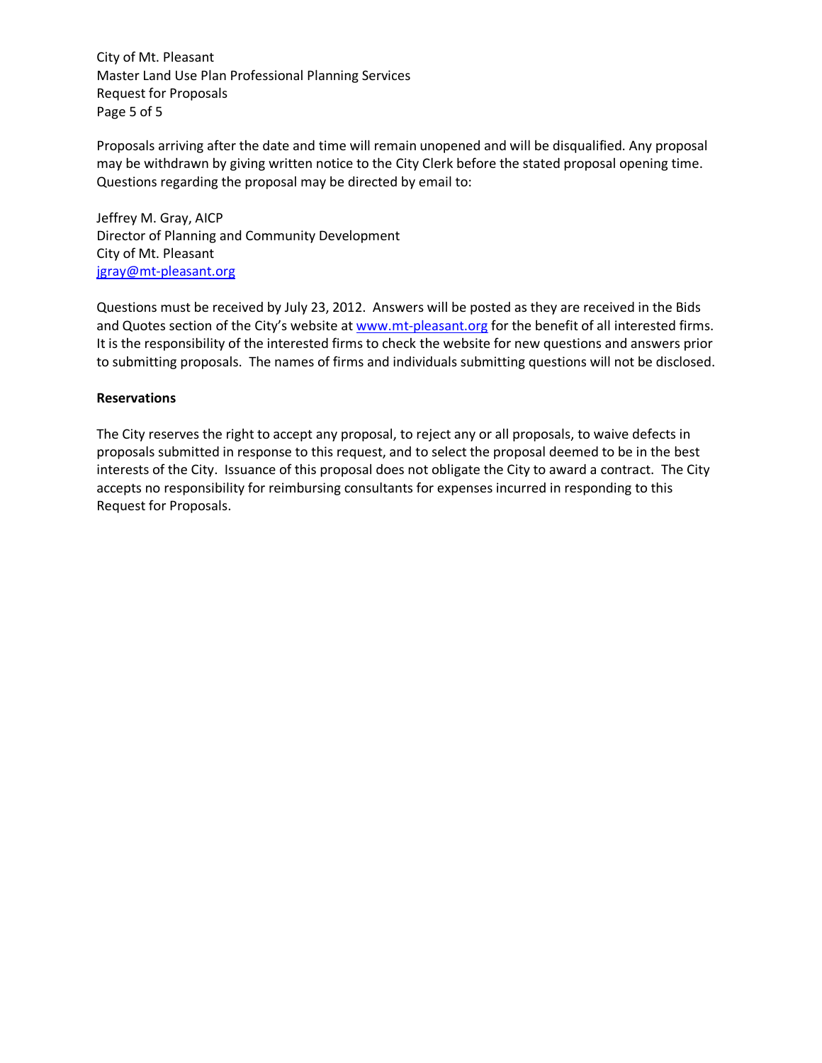Proposals arriving after the date and time will remain unopened and will be disqualified. Any proposal may be withdrawn by giving written notice to the City Clerk before the stated proposal opening time. Questions regarding the proposal may be directed by email to:

Jeffrey M. Gray, AICP
Director of Planning and Community Development
City of Mt. Pleasant
jgray@mt-pleasant.org

Questions must be received by July 23, 2012. Answers will be posted as they are received in the Bids and Quotes section of the City's website at www.mt-pleasant.org for the benefit of all interested firms. It is the responsibility of the interested firms to check the website for new questions and answers prior to submitting proposals. The names of firms and individuals submitting questions will not be disclosed.

**Reservations**

The City reserves the right to accept any proposal, to reject any or all proposals, to waive defects in proposals submitted in response to this request, and to select the proposal deemed to be in the best interests of the City. Issuance of this proposal does not obligate the City to award a contract. The City accepts no responsibility for reimbursing consultants for expenses incurred in responding to this Request for Proposals.